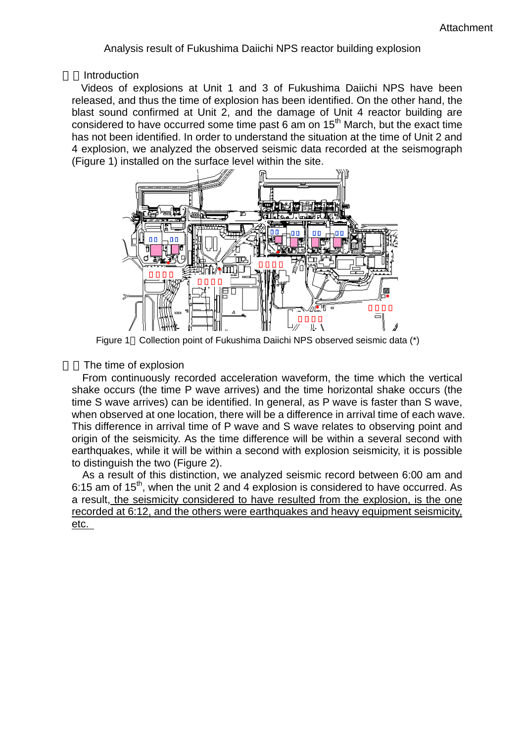Attachment

# Analysis result of Fukushima Daiichi NPS reactor building explosion

## Introduction

Videos of explosions at Unit 1 and 3 of Fukushima Daiichi NPS have been released, and thus the time of explosion has been identified. On the other hand, the blast sound confirmed at Unit 2, and the damage of Unit 4 reactor building are considered to have occurred some time past 6 am on 15th March, but the exact time has not been identified. In order to understand the situation at the time of Unit 2 and 4 explosion, we analyzed the observed seismic data recorded at the seismograph (Figure 1) installed on the surface level within the site.

Figure 1 Collection point of Fukushima Daiichi NPS observed seismic data (*)

## The time of explosion

From continuously recorded acceleration waveform, the time which the vertical shake occurs (the time P wave arrives) and the time horizontal shake occurs (the time S wave arrives) can be identified. In general, as P wave is faster than S wave, when observed at one location, there will be a difference in arrival time of each wave. This difference in arrival time of P wave and S wave relates to observing point and origin of the seismicity. As the time difference will be within a several second with earthquakes, while it will be within a second with explosion seismicity, it is possible to distinguish the two (Figure 2).

As a result of this distinction, we analyzed seismic record between 6:00 am and 6:15 am of 15th, when the unit 2 and 4 explosion is considered to have occurred. As a result, the seismicity considered to have resulted from the explosion, is the one recorded at 6:12, and the others were earthquakes and heavy equipment seismicity, etc.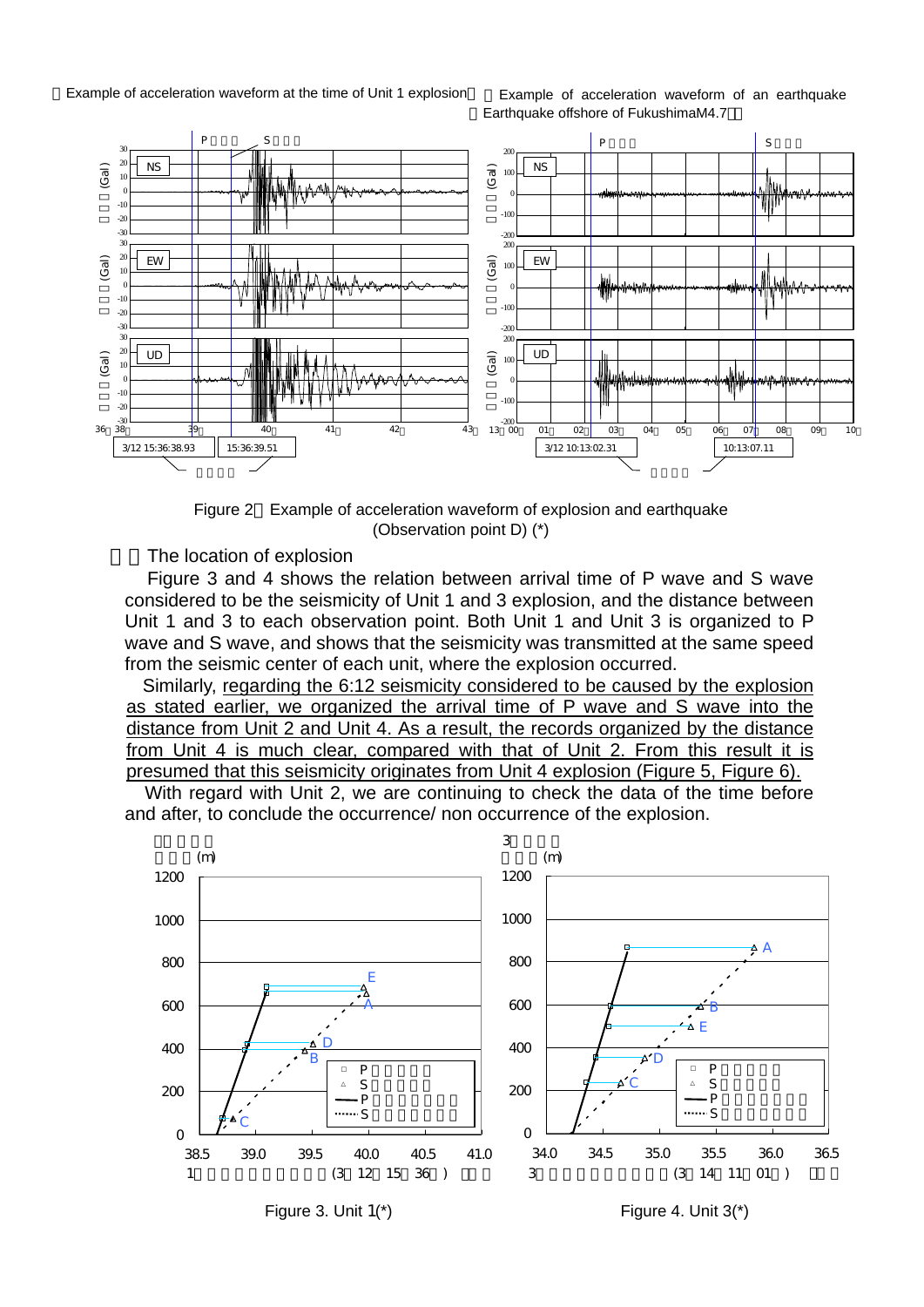Example of acceleration waveform at the time of Unit 1 explosion

Example of acceleration waveform of an earthquake (Earthquake offshore of FukushimaM4.7)

3/12 15:36:38.93 　15:36:39.51

3/12 10:13:02.31 　10:13:07.11

Figure 2 Example of acceleration waveform of explosion and earthquake (Observation point D) (*)

## The location of explosion

Figure 3 and 4 shows the relation between arrival time of P wave and S wave considered to be the seismicity of Unit 1 and 3 explosion, and the distance between Unit 1 and 3 to each observation point. Both Unit 1 and Unit 3 is organized to P wave and S wave, and shows that the seismicity was transmitted at the same speed from the seismic center of each unit, where the explosion occurred.

Similarly, regarding the 6:12 seismicity considered to be caused by the explosion as stated earlier, we organized the arrival time of P wave and S wave into the distance from Unit 2 and Unit 4. As a result, the records organized by the distance from Unit 4 is much clear, compared with that of Unit 2. From this result it is presumed that this seismicity originates from Unit 4 explosion (Figure 5, Figure 6).

With regard with Unit 2, we are continuing to check the data of the time before and after, to conclude the occurrence/ non occurrence of the explosion.

Figure 3. Unit 1(*)

Figure 4. Unit 3(*)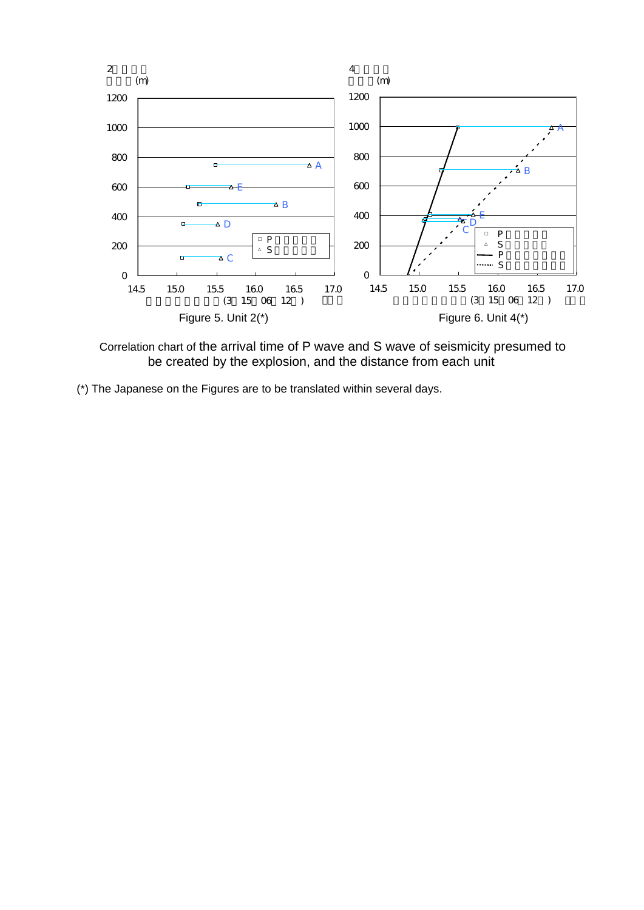Figure 5. Unit 2(*)

Figure 6. Unit 4(*)

Correlation chart of the arrival time of P wave and S wave of seismicity presumed to be created by the explosion, and the distance from each unit

(*) The Japanese on the Figures are to be translated within several days.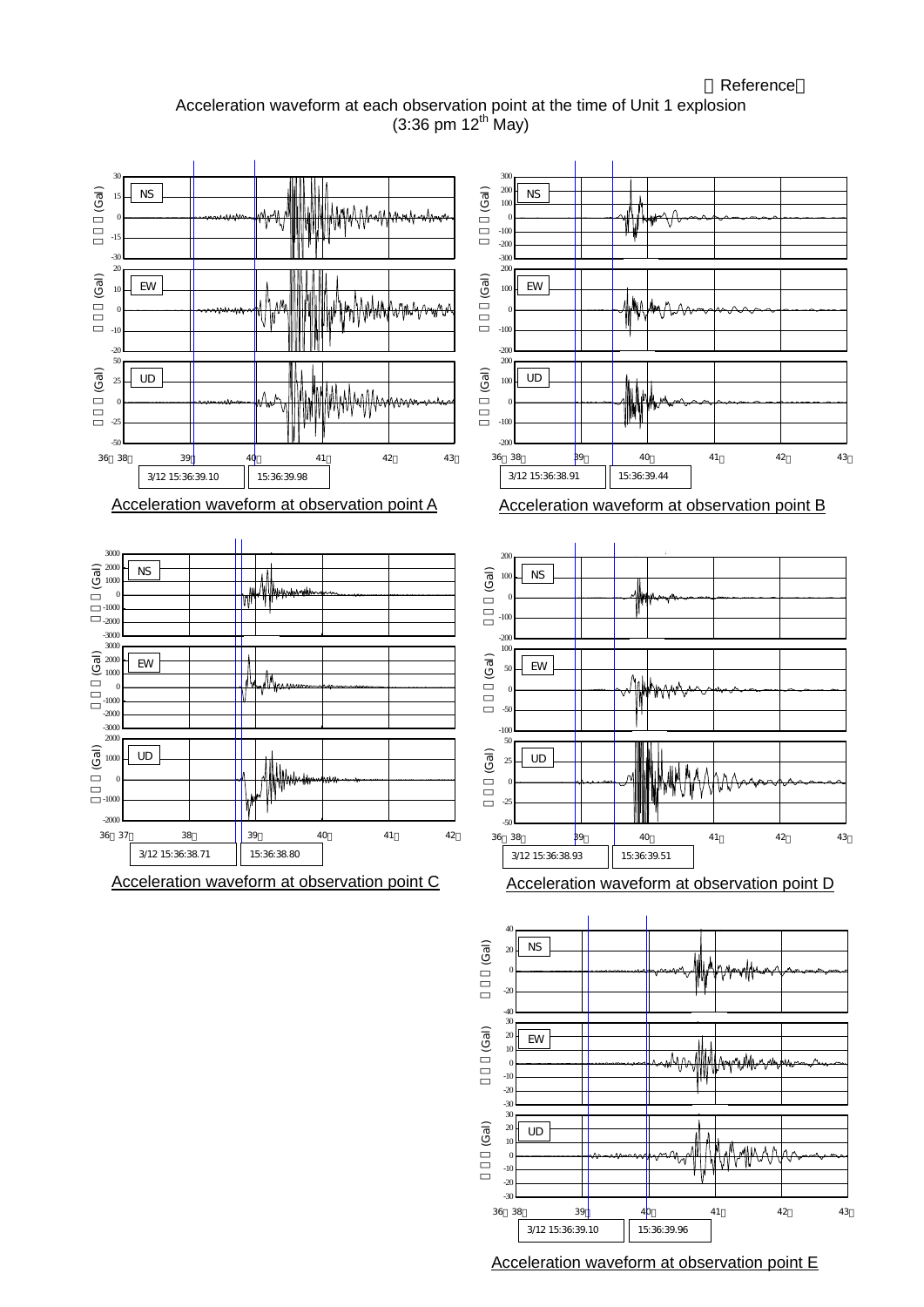（Reference）

Acceleration waveform at each observation point at the time of Unit 1 explosion (3:36 pm 12th May)

3/12 15:36:39.10 15:36:39.98

Acceleration waveform at observation point A

3/12 15:36:38.91 15:36:39.44

Acceleration waveform at observation point B

3/12 15:36:38.71 15:36:38.80

Acceleration waveform at observation point C

3/12 15:36:38.93 15:36:39.51

Acceleration waveform at observation point D

3/12 15:36:39.10 15:36:39.96

Acceleration waveform at observation point E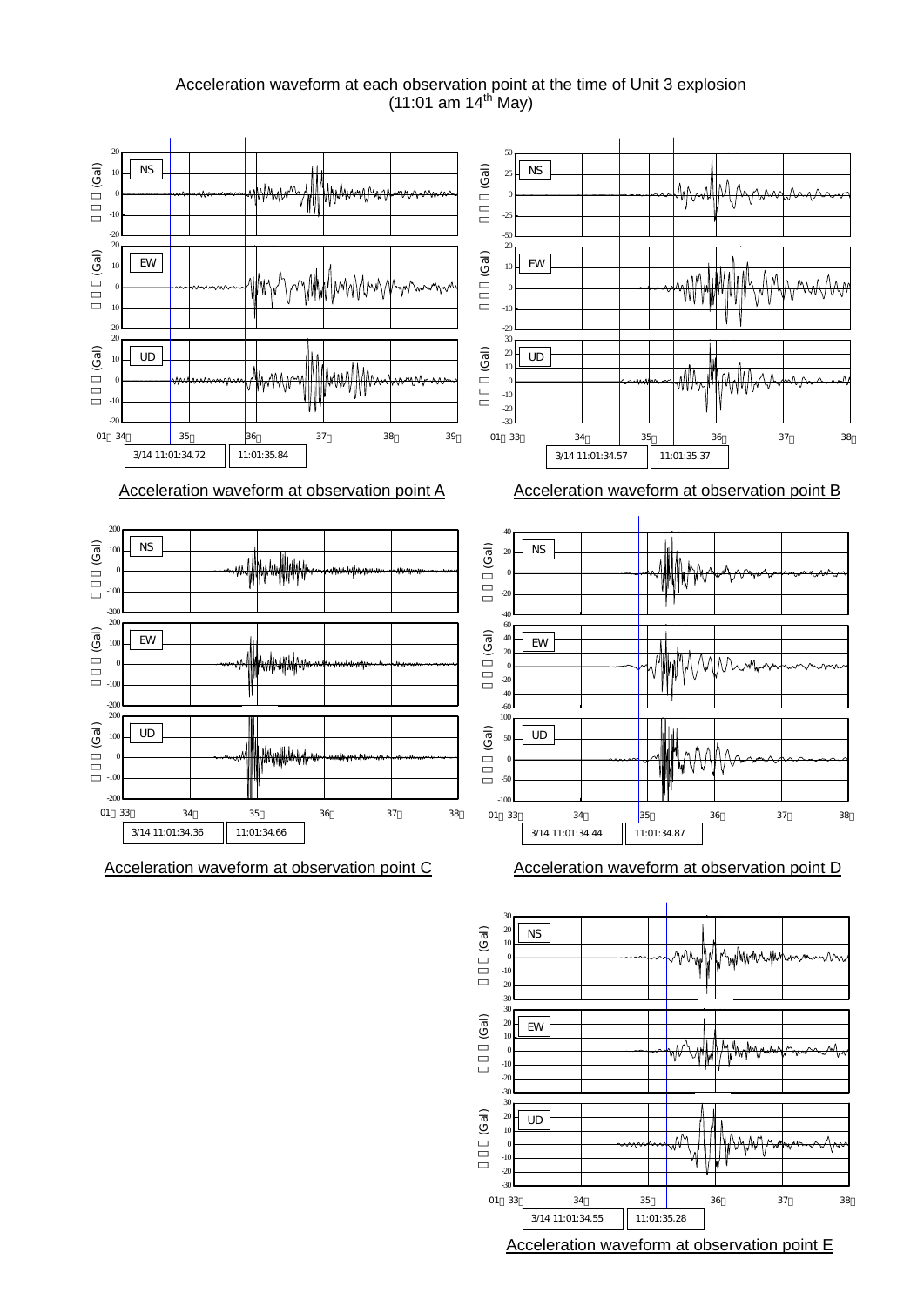Acceleration waveform at each observation point at the time of Unit 3 explosion
(11:01 am 14th May)

3/14 11:01:34.72 | 11:01:35.84

Acceleration waveform at observation point A

3/14 11:01:34.57 | 11:01:35.37

Acceleration waveform at observation point B

3/14 11:01:34.36 | 11:01:34.66

Acceleration waveform at observation point C

3/14 11:01:34.44 | 11:01:34.87

Acceleration waveform at observation point D

3/14 11:01:34.55 | 11:01:35.28

Acceleration waveform at observation point E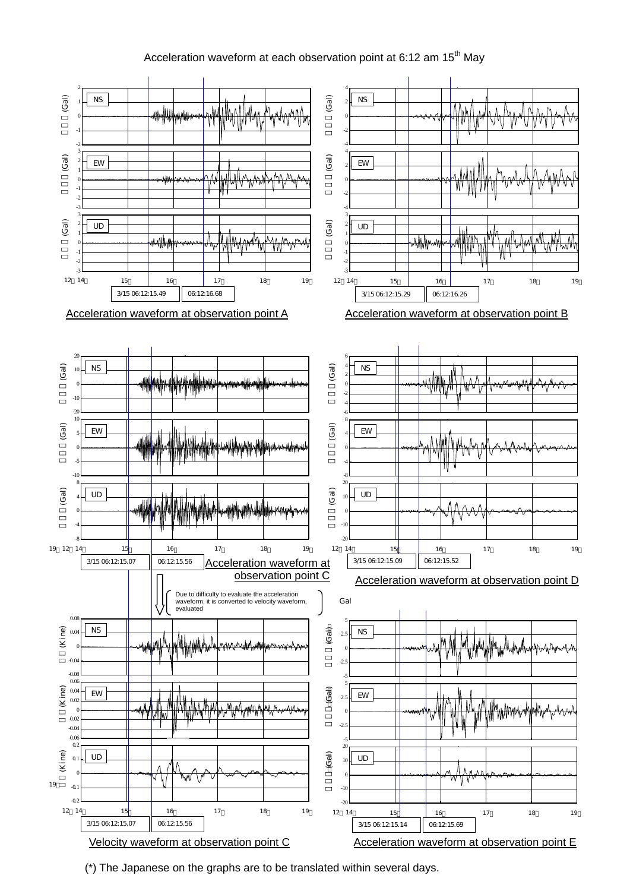Acceleration waveform at each observation point at 6:12 am 15th May

NS
EW
UD
(Gal)
12 14 15 16 17 18 19
3/15 06:12:15.49
06:12:16.68

Acceleration waveform at observation point A

NS
EW
UD
(Gal)
12 14 15 16 17 18 19
3/15 06:12:15.29
06:12:16.26

Acceleration waveform at observation point B

NS
EW
UD
(Gal)
19 12 14 15 16 17 18 19
3/15 06:12:15.07
06:12:15.56

Acceleration waveform at observation point C

NS
EW
UD
(Gal)
12 14 15 16 17 18 19
3/15 06:12:15.09
06:12:15.52

Acceleration waveform at observation point D

Due to difficulty to evaluate the acceleration waveform, it is converted to velocity waveform, evaluated

Gal

NS
EW
UD
(Kine)
12 14 15 16 17 18 19
3/15 06:12:15.07
06:12:15.56

Velocity waveform at observation point C

NS
EW
UD
(Gal)
12 14 15 16 17 18 19
3/15 06:12:15.14
06:12:15.69

Acceleration waveform at observation point E

(*) The Japanese on the graphs are to be translated within several days.